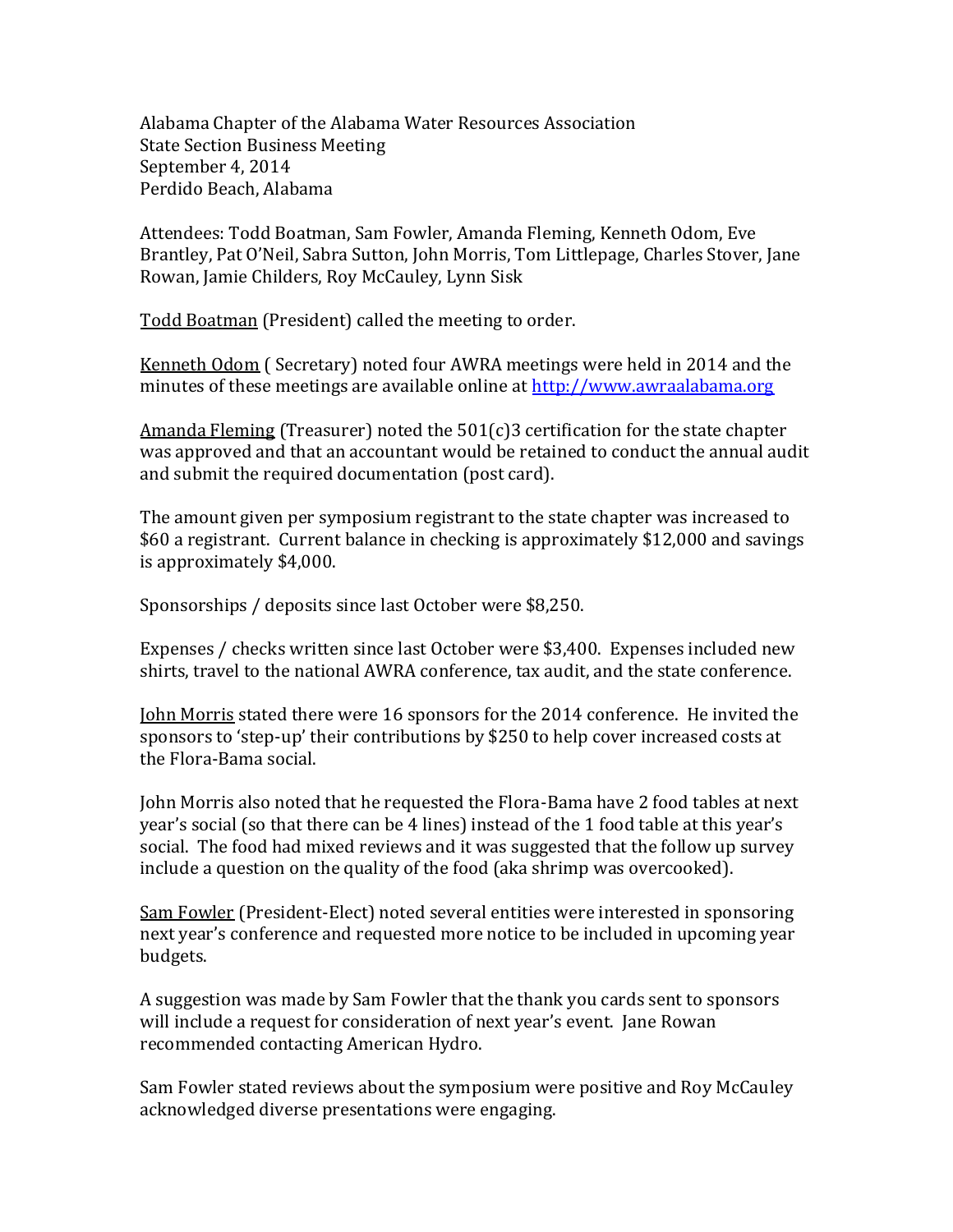Alabama Chapter of the Alabama Water Resources Association
State Section Business Meeting
September 4, 2014
Perdido Beach, Alabama

Attendees: Todd Boatman, Sam Fowler, Amanda Fleming, Kenneth Odom, Eve Brantley, Pat O'Neil, Sabra Sutton, John Morris, Tom Littlepage, Charles Stover, Jane Rowan, Jamie Childers, Roy McCauley, Lynn Sisk

<u>Todd Boatman</u> (President) called the meeting to order.

<u>Kenneth Odom</u> ( Secretary) noted four AWRA meetings were held in 2014 and the minutes of these meetings are available online at [http://www.awraalabama.org](http://www.awraalabama.org)

<u>Amanda Fleming</u> (Treasurer) noted the 501(c)3 certification for the state chapter was approved and that an accountant would be retained to conduct the annual audit and submit the required documentation (post card).

The amount given per symposium registrant to the state chapter was increased to $60 a registrant. Current balance in checking is approximately $12,000 and savings is approximately $4,000.

Sponsorships / deposits since last October were $8,250.

Expenses / checks written since last October were $3,400. Expenses included new shirts, travel to the national AWRA conference, tax audit, and the state conference.

<u>John Morris</u> stated there were 16 sponsors for the 2014 conference. He invited the sponsors to 'step-up' their contributions by $250 to help cover increased costs at the Flora-Bama social.

John Morris also noted that he requested the Flora-Bama have 2 food tables at next year's social (so that there can be 4 lines) instead of the 1 food table at this year's social. The food had mixed reviews and it was suggested that the follow up survey include a question on the quality of the food (aka shrimp was overcooked).

<u>Sam Fowler</u> (President-Elect) noted several entities were interested in sponsoring next year's conference and requested more notice to be included in upcoming year budgets.

A suggestion was made by Sam Fowler that the thank you cards sent to sponsors will include a request for consideration of next year's event. Jane Rowan recommended contacting American Hydro.

Sam Fowler stated reviews about the symposium were positive and Roy McCauley acknowledged diverse presentations were engaging.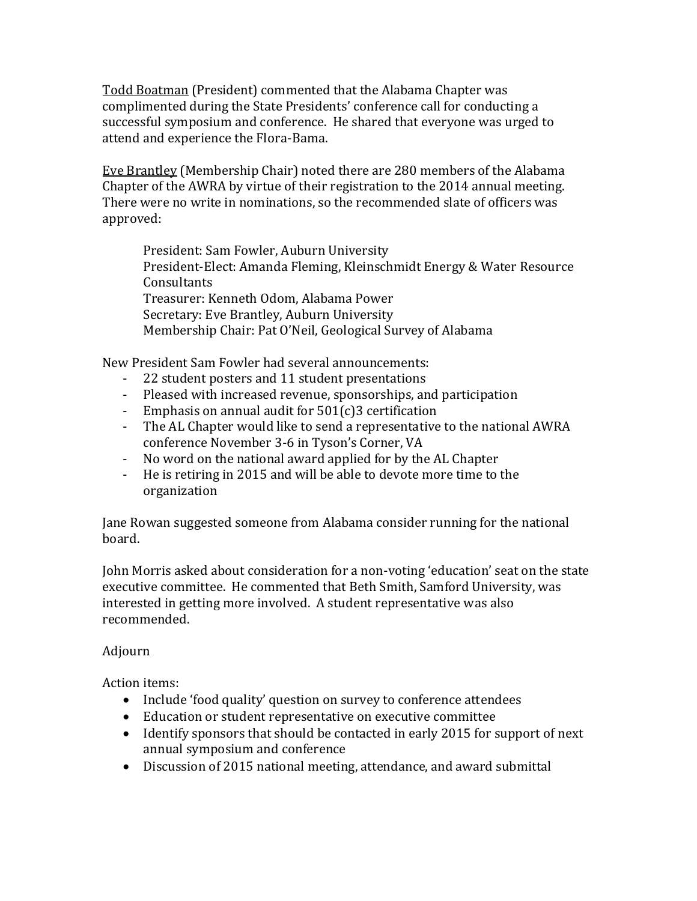Todd Boatman (President) commented that the Alabama Chapter was complimented during the State Presidents' conference call for conducting a successful symposium and conference. He shared that everyone was urged to attend and experience the Flora-Bama.

Eve Brantley (Membership Chair) noted there are 280 members of the Alabama Chapter of the AWRA by virtue of their registration to the 2014 annual meeting. There were no write in nominations, so the recommended slate of officers was approved:

> President: Sam Fowler, Auburn University
> President-Elect: Amanda Fleming, Kleinschmidt Energy & Water Resource Consultants
> Treasurer: Kenneth Odom, Alabama Power
> Secretary: Eve Brantley, Auburn University
> Membership Chair: Pat O'Neil, Geological Survey of Alabama

New President Sam Fowler had several announcements:

- 22 student posters and 11 student presentations
- Pleased with increased revenue, sponsorships, and participation
- Emphasis on annual audit for 501(c)3 certification
- The AL Chapter would like to send a representative to the national AWRA conference November 3-6 in Tyson's Corner, VA
- No word on the national award applied for by the AL Chapter
- He is retiring in 2015 and will be able to devote more time to the organization

Jane Rowan suggested someone from Alabama consider running for the national board.

John Morris asked about consideration for a non-voting 'education' seat on the state executive committee. He commented that Beth Smith, Samford University, was interested in getting more involved. A student representative was also recommended.

Adjourn

Action items:

- Include 'food quality' question on survey to conference attendees
- Education or student representative on executive committee
- Identify sponsors that should be contacted in early 2015 for support of next annual symposium and conference
- Discussion of 2015 national meeting, attendance, and award submittal